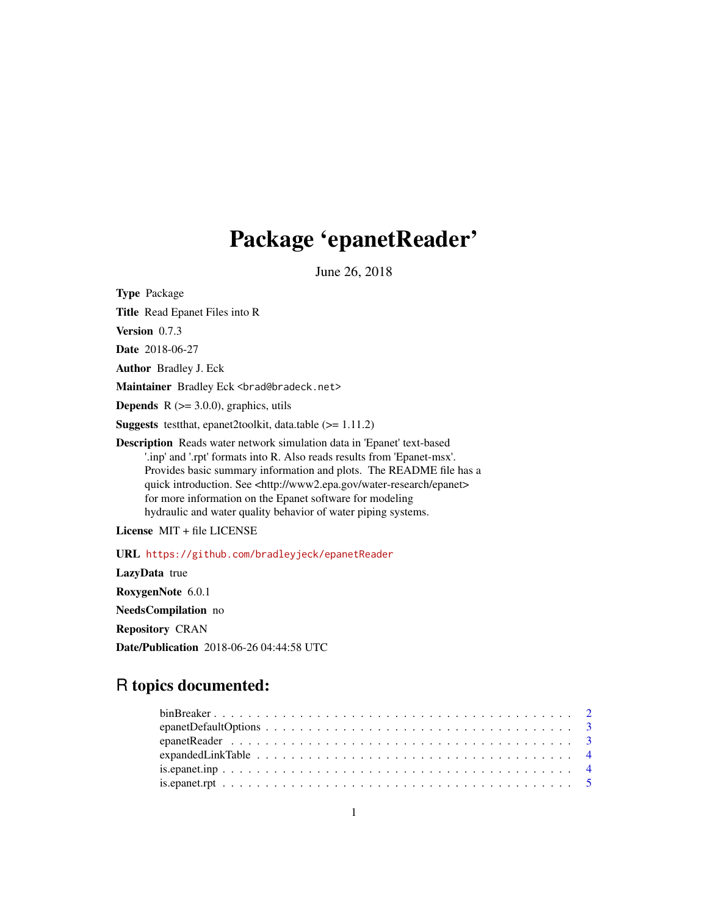# Package 'epanetReader'

June 26, 2018

**Type** Package

**Title** Read Epanet Files into R

**Version** 0.7.3

**Date** 2018-06-27

**Author** Bradley J. Eck

**Maintainer** Bradley Eck <brad@bradeck.net>

**Depends** R (>= 3.0.0), graphics, utils

**Suggests** testthat, epanet2toolkit, data.table (>= 1.11.2)

**Description** Reads water network simulation data in 'Epanet' text-based '.inp' and '.rpt' formats into R. Also reads results from 'Epanet-msx'. Provides basic summary information and plots. The README file has a quick introduction. See <http://www2.epa.gov/water-research/epanet> for more information on the Epanet software for modeling hydraulic and water quality behavior of water piping systems.

**License** MIT + file LICENSE

**URL** https://github.com/bradleyjeck/epanetReader

**LazyData** true

**RoxygenNote** 6.0.1

**NeedsCompilation** no

**Repository** CRAN

**Date/Publication** 2018-06-26 04:44:58 UTC

## R topics documented:

binBreaker . . . . . . . . . . . . . . . . . . . . . . . . . . . . . . . . . . . . . . . . 2
epanetDefaultOptions . . . . . . . . . . . . . . . . . . . . . . . . . . . . . . . . . . . 3
epanetReader . . . . . . . . . . . . . . . . . . . . . . . . . . . . . . . . . . . . . . . 3
expandedLinkTable . . . . . . . . . . . . . . . . . . . . . . . . . . . . . . . . . . . . 4
is.epanet.inp . . . . . . . . . . . . . . . . . . . . . . . . . . . . . . . . . . . . . . . 4
is.epanet.rpt . . . . . . . . . . . . . . . . . . . . . . . . . . . . . . . . . . . . . . . 5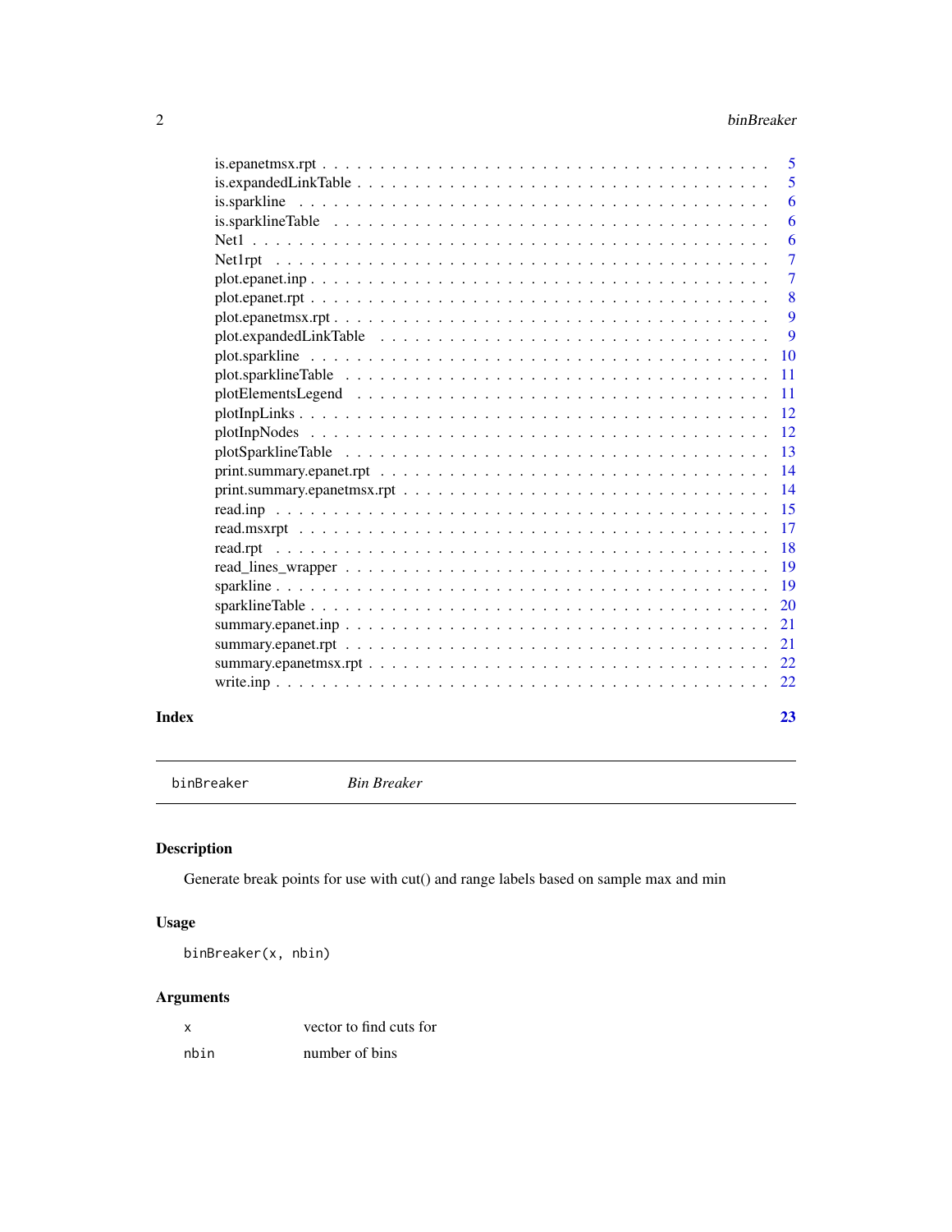is.epanetmsx.rpt . . . . . . . . . . . . . . . . . . . . . . . . . . . . . . . . . . . . 5
is.expandedLinkTable . . . . . . . . . . . . . . . . . . . . . . . . . . . . . . . . . . 5
is.sparkline . . . . . . . . . . . . . . . . . . . . . . . . . . . . . . . . . . . . . . . 6
is.sparklineTable . . . . . . . . . . . . . . . . . . . . . . . . . . . . . . . . . . . . 6
Net1 . . . . . . . . . . . . . . . . . . . . . . . . . . . . . . . . . . . . . . . . . . 6
Net1rpt . . . . . . . . . . . . . . . . . . . . . . . . . . . . . . . . . . . . . . . . . 7
plot.epanet.inp . . . . . . . . . . . . . . . . . . . . . . . . . . . . . . . . . . . . . 7
plot.epanet.rpt . . . . . . . . . . . . . . . . . . . . . . . . . . . . . . . . . . . . . 8
plot.epanetmsx.rpt . . . . . . . . . . . . . . . . . . . . . . . . . . . . . . . . . . . 9
plot.expandedLinkTable . . . . . . . . . . . . . . . . . . . . . . . . . . . . . . . . . 9
plot.sparkline . . . . . . . . . . . . . . . . . . . . . . . . . . . . . . . . . . . . . . 10
plot.sparklineTable . . . . . . . . . . . . . . . . . . . . . . . . . . . . . . . . . . . 11
plotElementsLegend . . . . . . . . . . . . . . . . . . . . . . . . . . . . . . . . . . . 11
plotInpLinks . . . . . . . . . . . . . . . . . . . . . . . . . . . . . . . . . . . . . . . 12
plotInpNodes . . . . . . . . . . . . . . . . . . . . . . . . . . . . . . . . . . . . . . . 12
plotSparklineTable . . . . . . . . . . . . . . . . . . . . . . . . . . . . . . . . . . . . 13
print.summary.epanet.rpt . . . . . . . . . . . . . . . . . . . . . . . . . . . . . . . . . 14
print.summary.epanetmsx.rpt . . . . . . . . . . . . . . . . . . . . . . . . . . . . . . . 14
read.inp . . . . . . . . . . . . . . . . . . . . . . . . . . . . . . . . . . . . . . . . . 15
read.msxrpt . . . . . . . . . . . . . . . . . . . . . . . . . . . . . . . . . . . . . . . . 17
read.rpt . . . . . . . . . . . . . . . . . . . . . . . . . . . . . . . . . . . . . . . . . 18
read_lines_wrapper . . . . . . . . . . . . . . . . . . . . . . . . . . . . . . . . . . . . 19
sparkline . . . . . . . . . . . . . . . . . . . . . . . . . . . . . . . . . . . . . . . . . 19
sparklineTable . . . . . . . . . . . . . . . . . . . . . . . . . . . . . . . . . . . . . . 20
summary.epanet.inp . . . . . . . . . . . . . . . . . . . . . . . . . . . . . . . . . . . . 21
summary.epanet.rpt . . . . . . . . . . . . . . . . . . . . . . . . . . . . . . . . . . . . 21
summary.epanetmsx.rpt . . . . . . . . . . . . . . . . . . . . . . . . . . . . . . . . . . 22
write.inp . . . . . . . . . . . . . . . . . . . . . . . . . . . . . . . . . . . . . . . . . 22

**Index** 23

---

`binBreaker` *Bin Breaker*

---

## Description

Generate break points for use with cut() and range labels based on sample max and min

## Usage

```
binBreaker(x, nbin)
```

## Arguments

| | |
|---|---|
| x | vector to find cuts for |
| nbin | number of bins |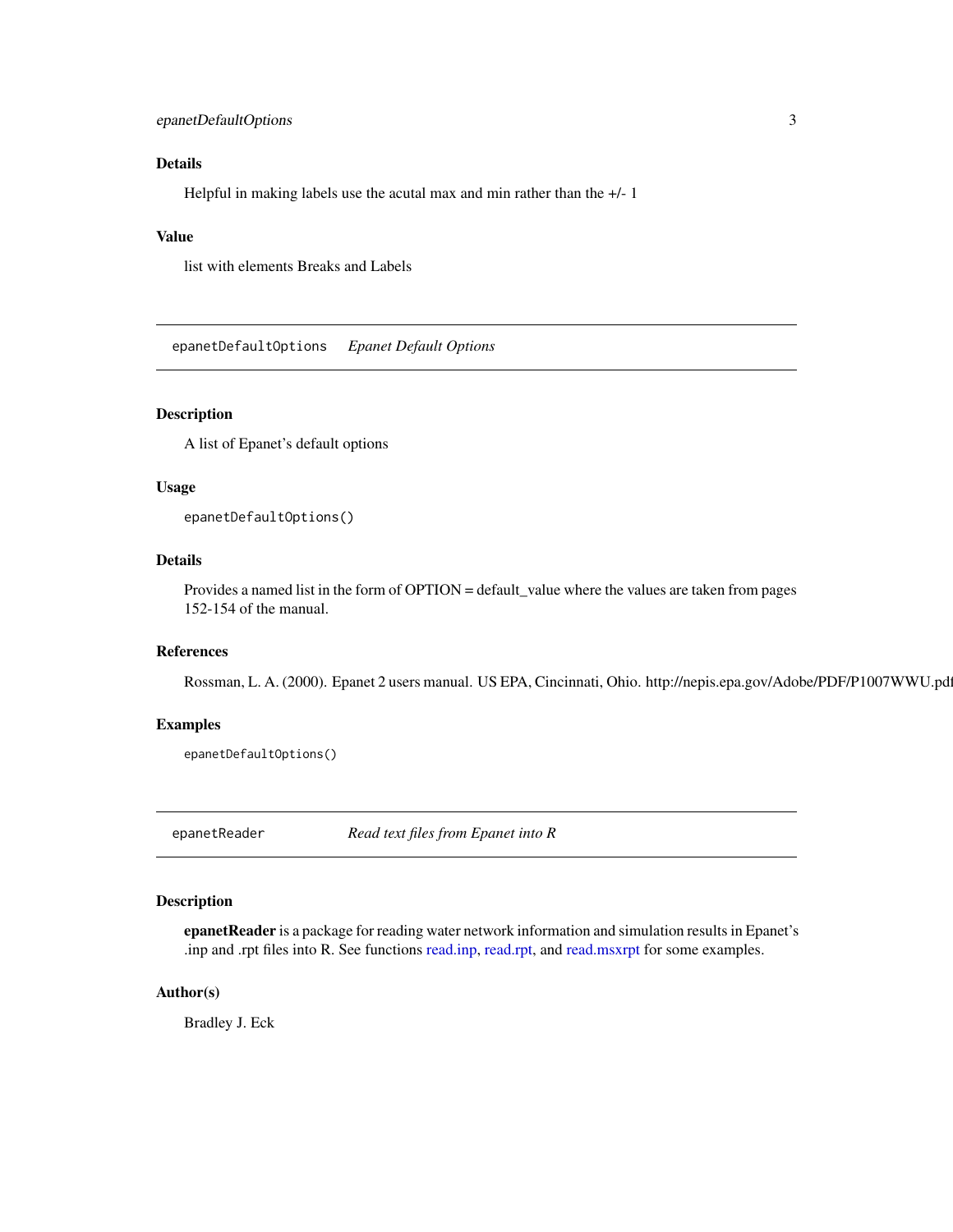### Details

Helpful in making labels use the acutal max and min rather than the +/- 1

### Value

list with elements Breaks and Labels

---

## epanetDefaultOptions *Epanet Default Options*

### Description

A list of Epanet's default options

### Usage

```
epanetDefaultOptions()
```

### Details

Provides a named list in the form of OPTION = default_value where the values are taken from pages 152-154 of the manual.

### References

Rossman, L. A. (2000). Epanet 2 users manual. US EPA, Cincinnati, Ohio. http://nepis.epa.gov/Adobe/PDF/P1007WWU.pdf

### Examples

```
epanetDefaultOptions()
```

---

## epanetReader *Read text files from Epanet into R*

### Description

**epanetReader** is a package for reading water network information and simulation results in Epanet's .inp and .rpt files into R. See functions read.inp, read.rpt, and read.msxrpt for some examples.

### Author(s)

Bradley J. Eck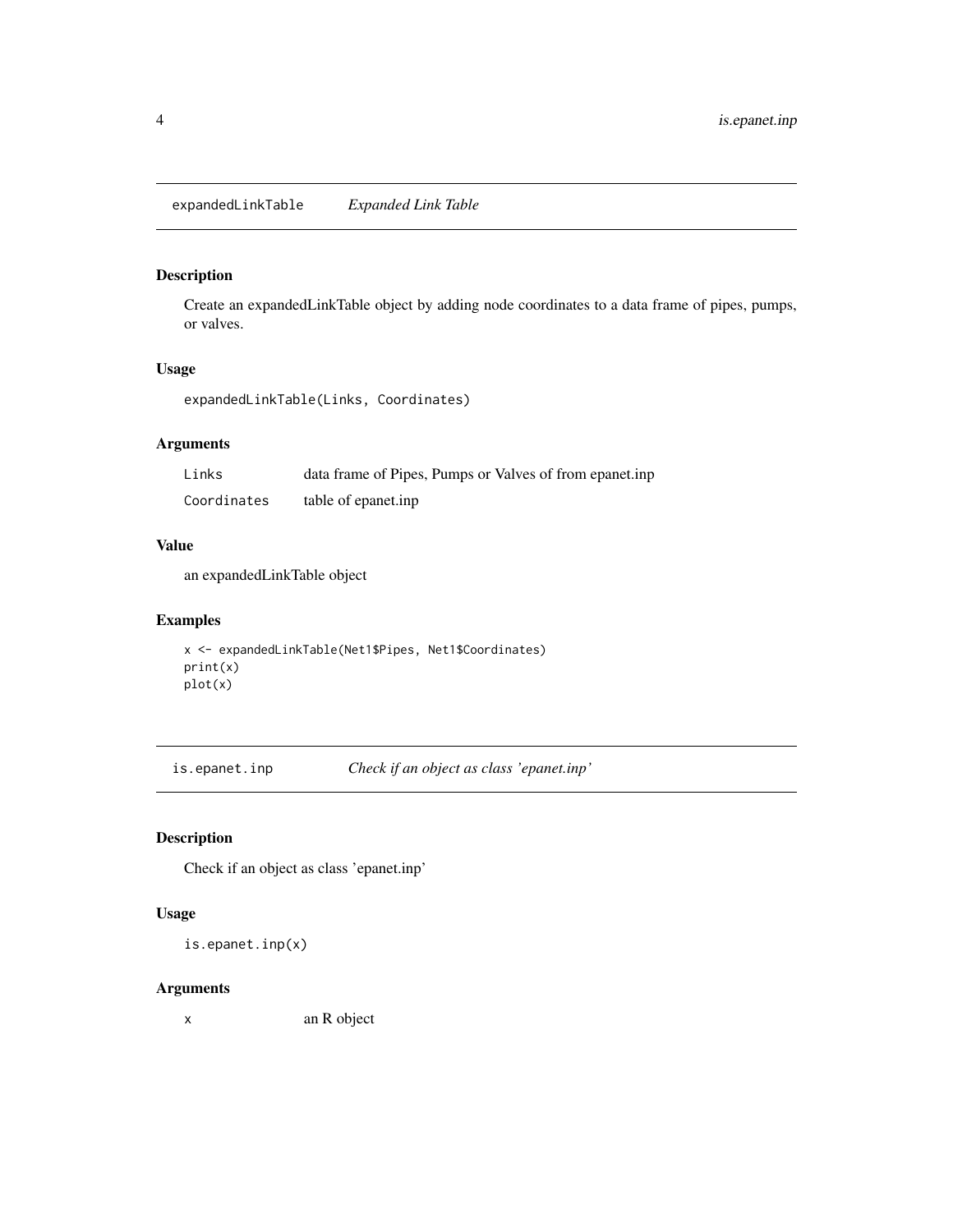## expandedLinkTable *Expanded Link Table*

### Description

Create an expandedLinkTable object by adding node coordinates to a data frame of pipes, pumps, or valves.

### Usage

```
expandedLinkTable(Links, Coordinates)
```

### Arguments

| | |
|---|---|
| Links | data frame of Pipes, Pumps or Valves of from epanet.inp |
| Coordinates | table of epanet.inp |

### Value

an expandedLinkTable object

### Examples

```
x <- expandedLinkTable(Net1$Pipes, Net1$Coordinates)
print(x)
plot(x)
```

## is.epanet.inp *Check if an object as class 'epanet.inp'*

### Description

Check if an object as class 'epanet.inp'

### Usage

```
is.epanet.inp(x)
```

### Arguments

| | |
|---|---|
| x | an R object |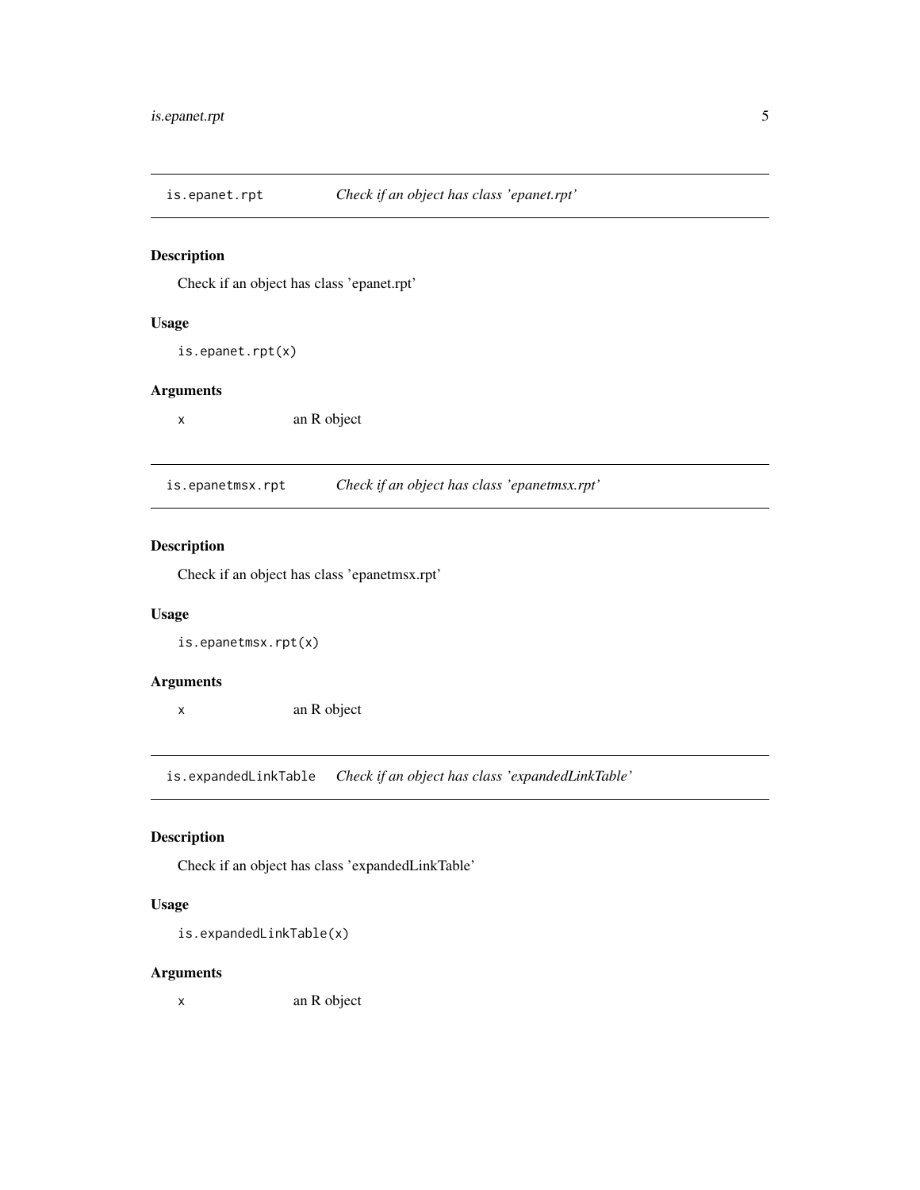## is.epanet.rpt — *Check if an object has class 'epanet.rpt'*

### Description

Check if an object has class 'epanet.rpt'

### Usage

```
is.epanet.rpt(x)
```

### Arguments

| | |
|---|---|
| x | an R object |

## is.epanetmsx.rpt — *Check if an object has class 'epanetmsx.rpt'*

### Description

Check if an object has class 'epanetmsx.rpt'

### Usage

```
is.epanetmsx.rpt(x)
```

### Arguments

| | |
|---|---|
| x | an R object |

## is.expandedLinkTable — *Check if an object has class 'expandedLinkTable'*

### Description

Check if an object has class 'expandedLinkTable'

### Usage

```
is.expandedLinkTable(x)
```

### Arguments

| | |
|---|---|
| x | an R object |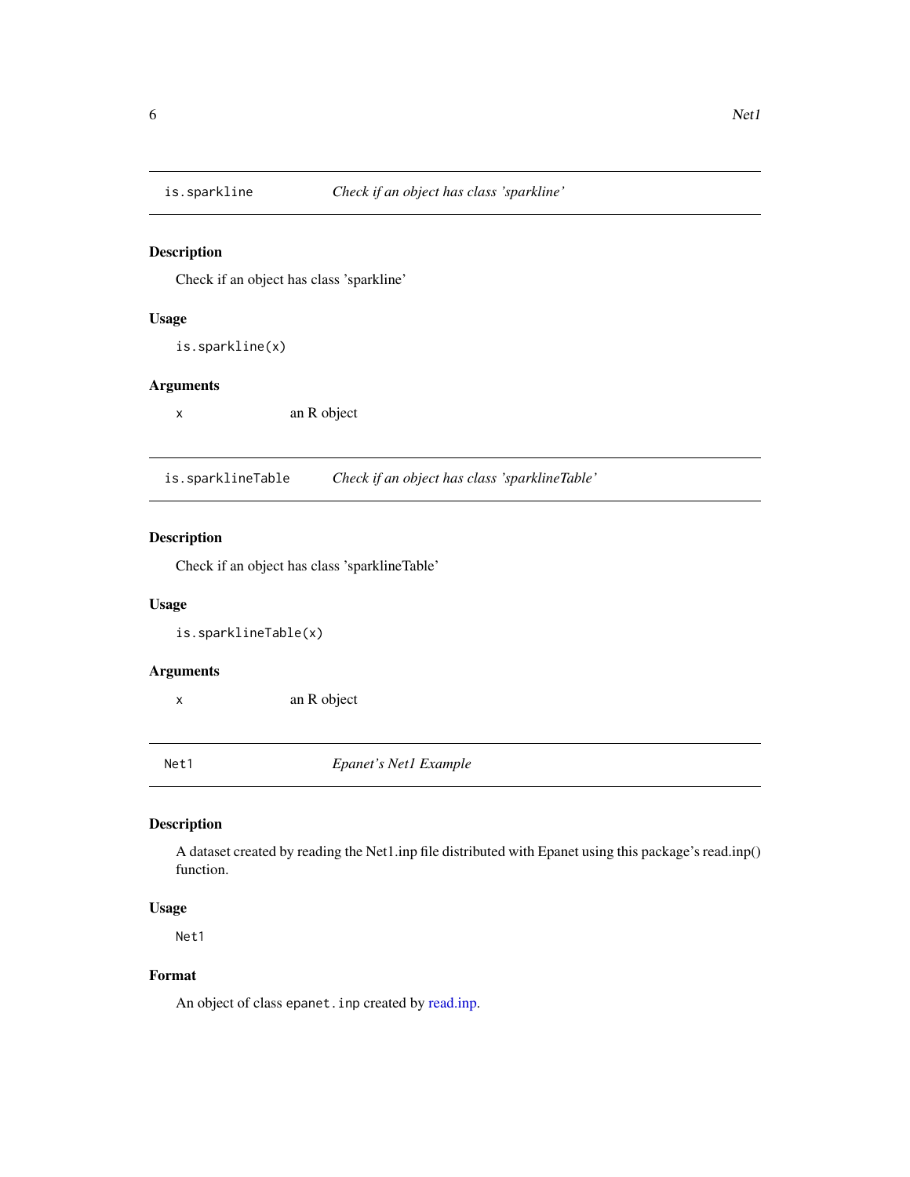## is.sparkline — *Check if an object has class 'sparkline'*

### Description

Check if an object has class 'sparkline'

### Usage

```
is.sparkline(x)
```

### Arguments

| | |
|---|---|
| x | an R object |

## is.sparklineTable — *Check if an object has class 'sparklineTable'*

### Description

Check if an object has class 'sparklineTable'

### Usage

```
is.sparklineTable(x)
```

### Arguments

| | |
|---|---|
| x | an R object |

## Net1 — *Epanet's Net1 Example*

### Description

A dataset created by reading the Net1.inp file distributed with Epanet using this package's read.inp() function.

### Usage

```
Net1
```

### Format

An object of class `epanet.inp` created by read.inp.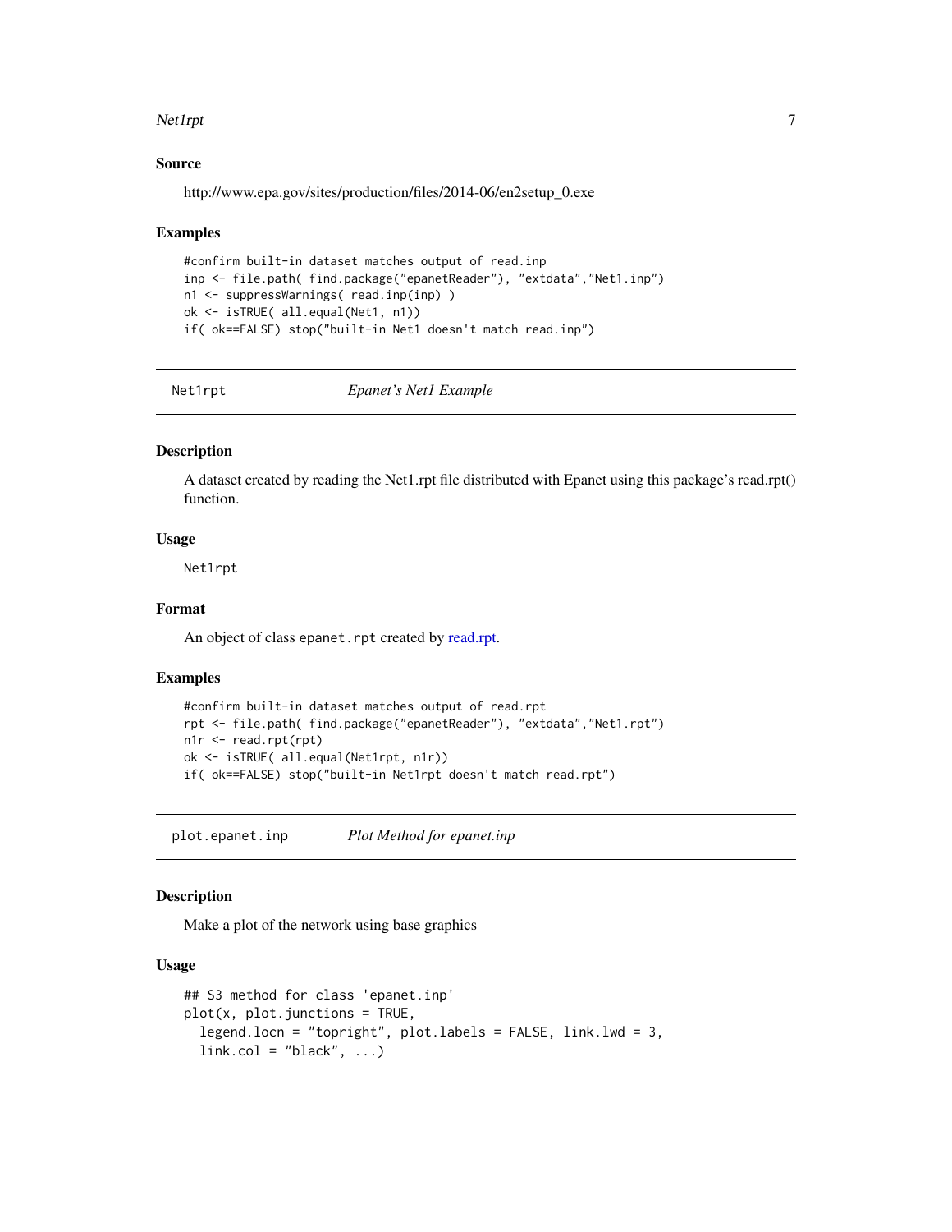### Source

http://www.epa.gov/sites/production/files/2014-06/en2setup_0.exe

### Examples

```
#confirm built-in dataset matches output of read.inp
inp <- file.path( find.package("epanetReader"), "extdata","Net1.inp")
n1 <- suppressWarnings( read.inp(inp) )
ok <- isTRUE( all.equal(Net1, n1))
if( ok==FALSE) stop("built-in Net1 doesn't match read.inp")
```

---

## Net1rpt — *Epanet's Net1 Example*

### Description

A dataset created by reading the Net1.rpt file distributed with Epanet using this package's read.rpt() function.

### Usage

```
Net1rpt
```

### Format

An object of class `epanet.rpt` created by read.rpt.

### Examples

```
#confirm built-in dataset matches output of read.rpt
rpt <- file.path( find.package("epanetReader"), "extdata","Net1.rpt")
n1r <- read.rpt(rpt)
ok <- isTRUE( all.equal(Net1rpt, n1r))
if( ok==FALSE) stop("built-in Net1rpt doesn't match read.rpt")
```

---

## plot.epanet.inp — *Plot Method for epanet.inp*

### Description

Make a plot of the network using base graphics

### Usage

```
## S3 method for class 'epanet.inp'
plot(x, plot.junctions = TRUE,
  legend.locn = "topright", plot.labels = FALSE, link.lwd = 3,
  link.col = "black", ...)
```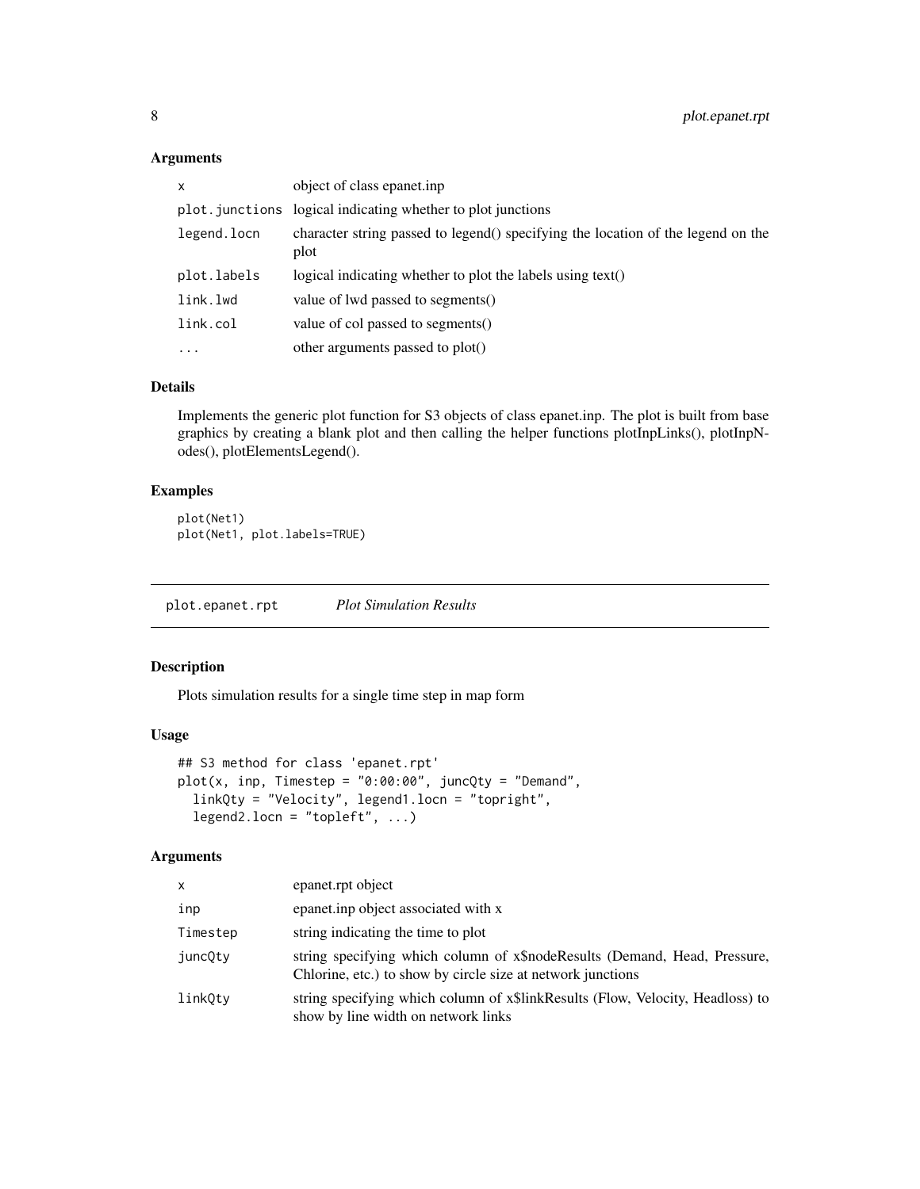### Arguments

| | |
|---|---|
| x | object of class epanet.inp |
| plot.junctions | logical indicating whether to plot junctions |
| legend.locn | character string passed to legend() specifying the location of the legend on the plot |
| plot.labels | logical indicating whether to plot the labels using text() |
| link.lwd | value of lwd passed to segments() |
| link.col | value of col passed to segments() |
| ... | other arguments passed to plot() |

### Details

Implements the generic plot function for S3 objects of class epanet.inp. The plot is built from base graphics by creating a blank plot and then calling the helper functions plotInpLinks(), plotInpNodes(), plotElementsLegend().

### Examples

```
plot(Net1)
plot(Net1, plot.labels=TRUE)
```

---

## plot.epanet.rpt *Plot Simulation Results*

### Description

Plots simulation results for a single time step in map form

### Usage

```
## S3 method for class 'epanet.rpt'
plot(x, inp, Timestep = "0:00:00", juncQty = "Demand",
  linkQty = "Velocity", legend1.locn = "topright",
  legend2.locn = "topleft", ...)
```

### Arguments

| | |
|---|---|
| x | epanet.rpt object |
| inp | epanet.inp object associated with x |
| Timestep | string indicating the time to plot |
| juncQty | string specifying which column of x$nodeResults (Demand, Head, Pressure, Chlorine, etc.) to show by circle size at network junctions |
| linkQty | string specifying which column of x$linkResults (Flow, Velocity, Headloss) to show by line width on network links |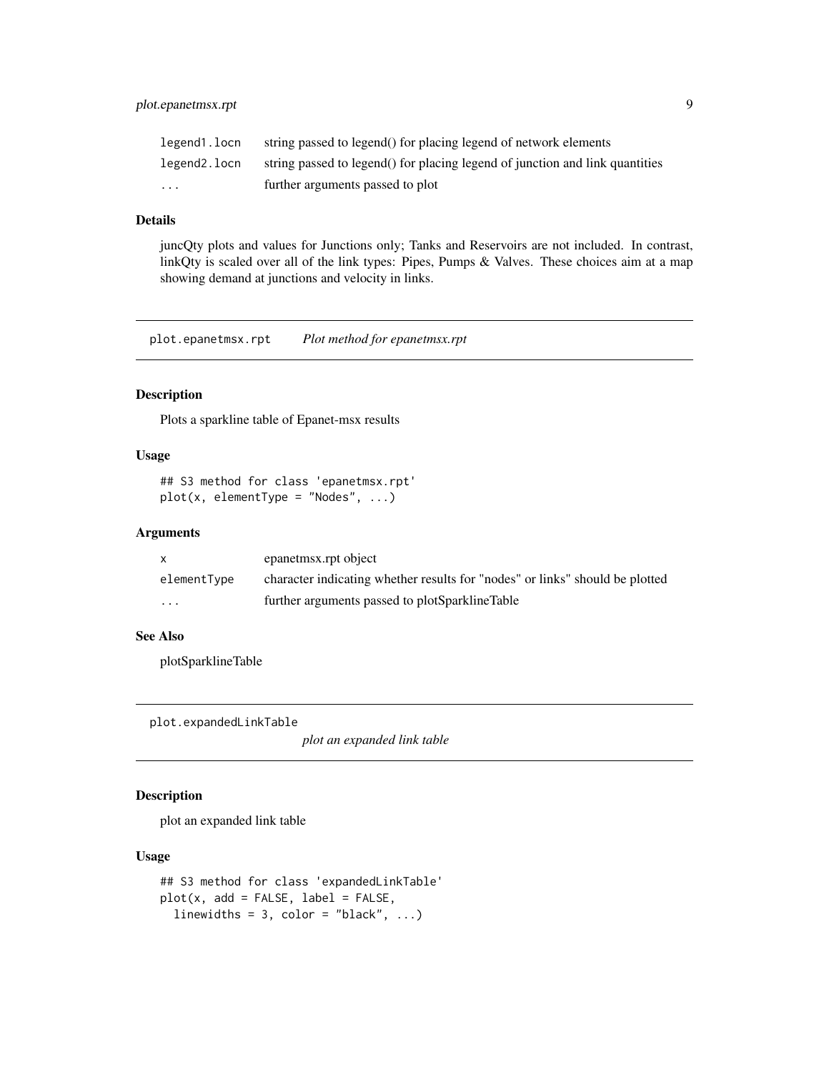| | |
|---|---|
| legend1.locn | string passed to legend() for placing legend of network elements |
| legend2.locn | string passed to legend() for placing legend of junction and link quantities |
| ... | further arguments passed to plot |

### Details

juncQty plots and values for Junctions only; Tanks and Reservoirs are not included. In contrast, linkQty is scaled over all of the link types: Pipes, Pumps & Valves. These choices aim at a map showing demand at junctions and velocity in links.

---

## plot.epanetmsx.rpt    *Plot method for epanetmsx.rpt*

### Description

Plots a sparkline table of Epanet-msx results

### Usage

```
## S3 method for class 'epanetmsx.rpt'
plot(x, elementType = "Nodes", ...)
```

### Arguments

| | |
|---|---|
| x | epanetmsx.rpt object |
| elementType | character indicating whether results for "nodes" or links" should be plotted |
| ... | further arguments passed to plotSparklineTable |

### See Also

plotSparklineTable

---

## plot.expandedLinkTable    *plot an expanded link table*

### Description

plot an expanded link table

### Usage

```
## S3 method for class 'expandedLinkTable'
plot(x, add = FALSE, label = FALSE,
  linewidths = 3, color = "black", ...)
```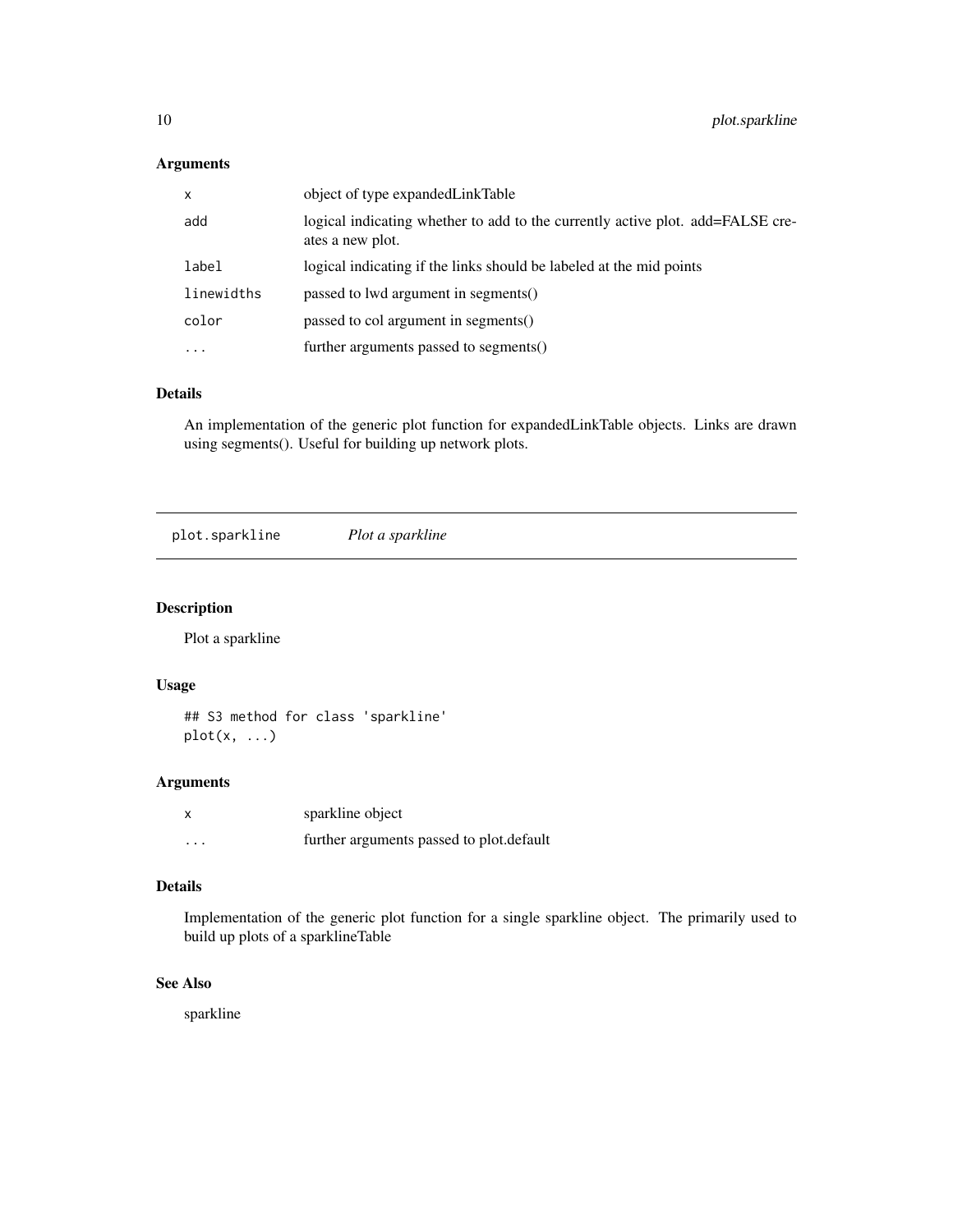### Arguments

| | |
|---|---|
| `x` | object of type expandedLinkTable |
| `add` | logical indicating whether to add to the currently active plot. add=FALSE creates a new plot. |
| `label` | logical indicating if the links should be labeled at the mid points |
| `linewidths` | passed to lwd argument in segments() |
| `color` | passed to col argument in segments() |
| `...` | further arguments passed to segments() |

### Details

An implementation of the generic plot function for expandedLinkTable objects. Links are drawn using segments(). Useful for building up network plots.

---

## `plot.sparkline` *Plot a sparkline*

---

### Description

Plot a sparkline

### Usage

```
## S3 method for class 'sparkline'
plot(x, ...)
```

### Arguments

| | |
|---|---|
| `x` | sparkline object |
| `...` | further arguments passed to plot.default |

### Details

Implementation of the generic plot function for a single sparkline object. The primarily used to build up plots of a sparklineTable

### See Also

sparkline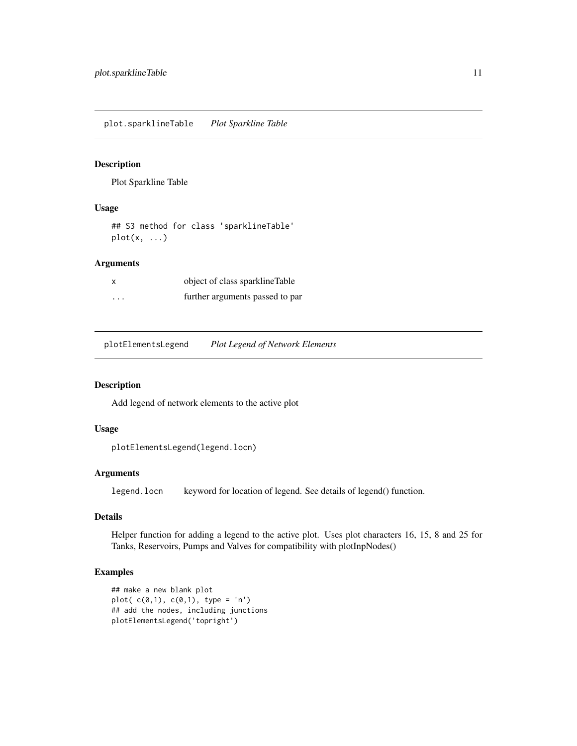## plot.sparklineTable *Plot Sparkline Table*

### Description

Plot Sparkline Table

### Usage

```
## S3 method for class 'sparklineTable'
plot(x, ...)
```

### Arguments

| | |
|---|---|
| x | object of class sparklineTable |
| ... | further arguments passed to par |

## plotElementsLegend *Plot Legend of Network Elements*

### Description

Add legend of network elements to the active plot

### Usage

```
plotElementsLegend(legend.locn)
```

### Arguments

| | |
|---|---|
| legend.locn | keyword for location of legend. See details of legend() function. |

### Details

Helper function for adding a legend to the active plot. Uses plot characters 16, 15, 8 and 25 for Tanks, Reservoirs, Pumps and Valves for compatibility with plotInpNodes()

### Examples

```
## make a new blank plot
plot( c(0,1), c(0,1), type = 'n')
## add the nodes, including junctions
plotElementsLegend('topright')
```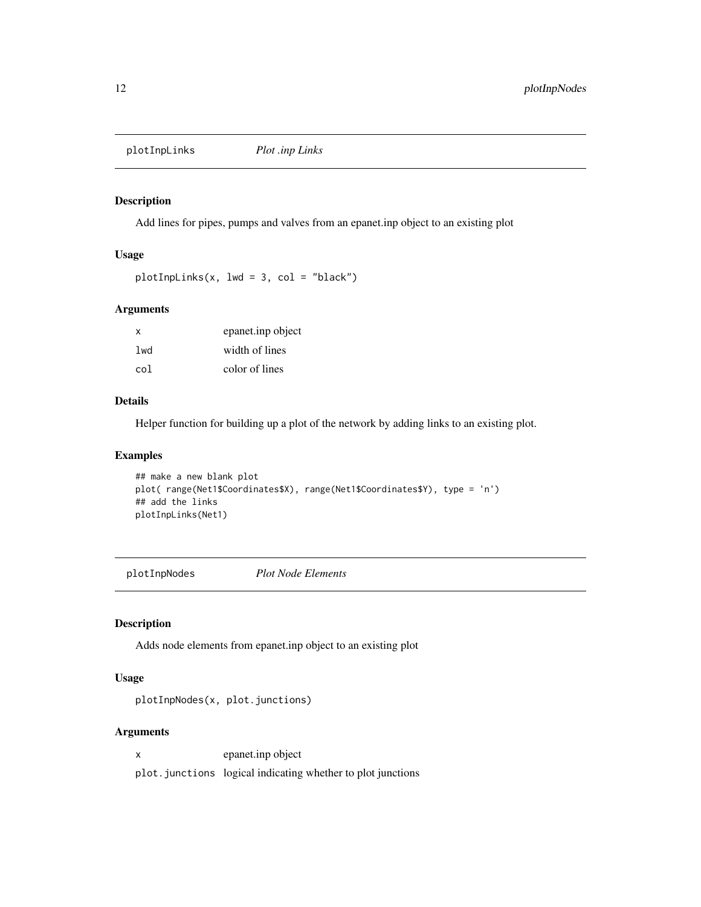## plotInpLinks *Plot .inp Links*

### Description

Add lines for pipes, pumps and valves from an epanet.inp object to an existing plot

### Usage

```
plotInpLinks(x, lwd = 3, col = "black")
```

### Arguments

| | |
|---|---|
| x | epanet.inp object |
| lwd | width of lines |
| col | color of lines |

### Details

Helper function for building up a plot of the network by adding links to an existing plot.

### Examples

```
## make a new blank plot
plot( range(Net1$Coordinates$X), range(Net1$Coordinates$Y), type = 'n')
## add the links
plotInpLinks(Net1)
```

## plotInpNodes *Plot Node Elements*

### Description

Adds node elements from epanet.inp object to an existing plot

### Usage

```
plotInpNodes(x, plot.junctions)
```

### Arguments

| | |
|---|---|
| x | epanet.inp object |
| plot.junctions | logical indicating whether to plot junctions |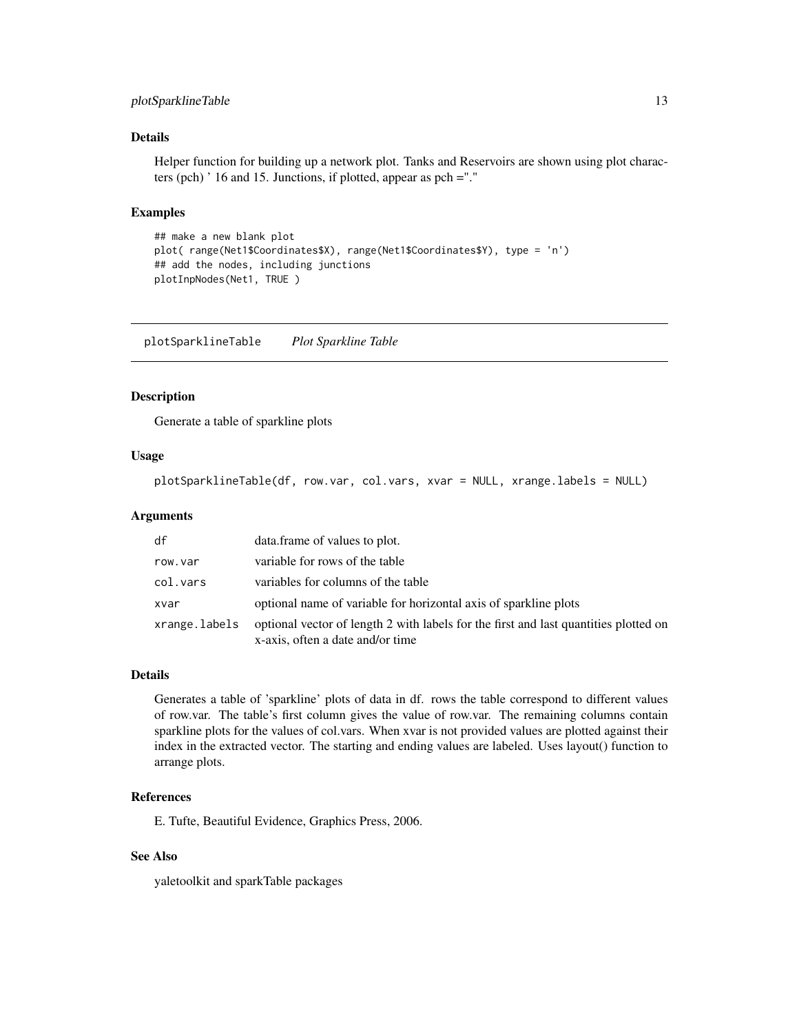### Details

Helper function for building up a network plot. Tanks and Reservoirs are shown using plot characters (pch) ' 16 and 15. Junctions, if plotted, appear as pch ="."

### Examples

```
## make a new blank plot
plot( range(Net1$Coordinates$X), range(Net1$Coordinates$Y), type = 'n')
## add the nodes, including junctions
plotInpNodes(Net1, TRUE )
```

---

## plotSparklineTable *Plot Sparkline Table*

### Description

Generate a table of sparkline plots

### Usage

```
plotSparklineTable(df, row.var, col.vars, xvar = NULL, xrange.labels = NULL)
```

### Arguments

| | |
|---|---|
| `df` | data.frame of values to plot. |
| `row.var` | variable for rows of the table |
| `col.vars` | variables for columns of the table |
| `xvar` | optional name of variable for horizontal axis of sparkline plots |
| `xrange.labels` | optional vector of length 2 with labels for the first and last quantities plotted on x-axis, often a date and/or time |

### Details

Generates a table of 'sparkline' plots of data in df. rows the table correspond to different values of row.var. The table's first column gives the value of row.var. The remaining columns contain sparkline plots for the values of col.vars. When xvar is not provided values are plotted against their index in the extracted vector. The starting and ending values are labeled. Uses layout() function to arrange plots.

### References

E. Tufte, Beautiful Evidence, Graphics Press, 2006.

### See Also

yaletoolkit and sparkTable packages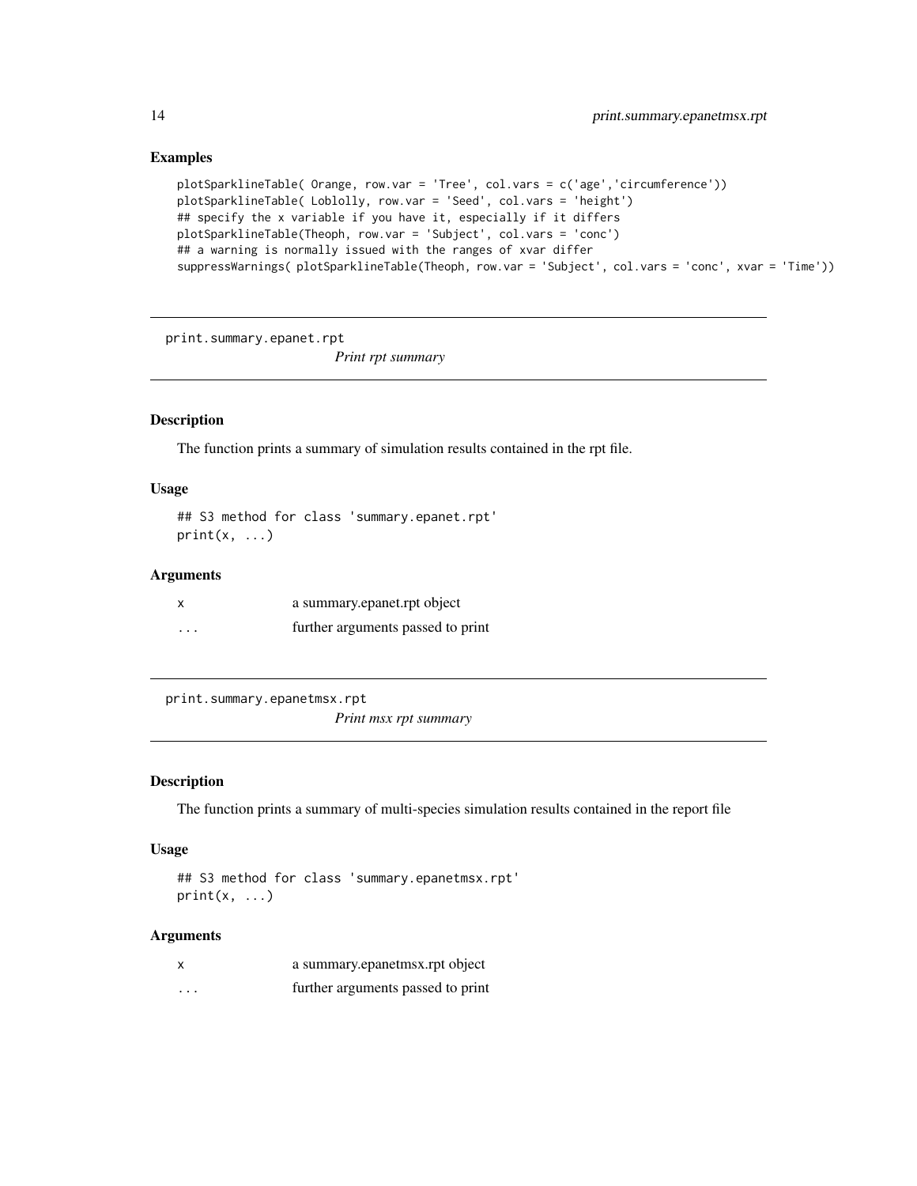## Examples

```
plotSparklineTable( Orange, row.var = 'Tree', col.vars = c('age','circumference'))
plotSparklineTable( Loblolly, row.var = 'Seed', col.vars = 'height')
## specify the x variable if you have it, especially if it differs
plotSparklineTable(Theoph, row.var = 'Subject', col.vars = 'conc')
## a warning is normally issued with the ranges of xvar differ
suppressWarnings( plotSparklineTable(Theoph, row.var = 'Subject', col.vars = 'conc', xvar = 'Time'))
```

---

# print.summary.epanet.rpt

*Print rpt summary*

## Description

The function prints a summary of simulation results contained in the rpt file.

## Usage

```
## S3 method for class 'summary.epanet.rpt'
print(x, ...)
```

## Arguments

| | |
|---|---|
| x | a summary.epanet.rpt object |
| ... | further arguments passed to print |

---

# print.summary.epanetmsx.rpt

*Print msx rpt summary*

## Description

The function prints a summary of multi-species simulation results contained in the report file

## Usage

```
## S3 method for class 'summary.epanetmsx.rpt'
print(x, ...)
```

## Arguments

| | |
|---|---|
| x | a summary.epanetmsx.rpt object |
| ... | further arguments passed to print |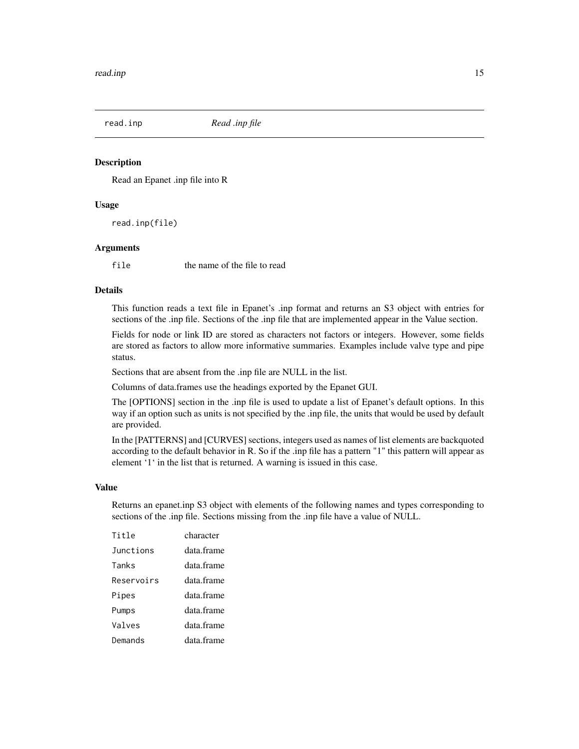`read.inp` *Read .inp file*

## Description

Read an Epanet .inp file into R

## Usage

```
read.inp(file)
```

## Arguments

| | |
|---|---|
| `file` | the name of the file to read |

## Details

This function reads a text file in Epanet's .inp format and returns an S3 object with entries for sections of the .inp file. Sections of the .inp file that are implemented appear in the Value section.

Fields for node or link ID are stored as characters not factors or integers. However, some fields are stored as factors to allow more informative summaries. Examples include valve type and pipe status.

Sections that are absent from the .inp file are NULL in the list.

Columns of data.frames use the headings exported by the Epanet GUI.

The [OPTIONS] section in the .inp file is used to update a list of Epanet's default options. In this way if an option such as units is not specified by the .inp file, the units that would be used by default are provided.

In the [PATTERNS] and [CURVES] sections, integers used as names of list elements are backquoted according to the default behavior in R. So if the .inp file has a pattern "1" this pattern will appear as element ‘1‘ in the list that is returned. A warning is issued in this case.

## Value

Returns an epanet.inp S3 object with elements of the following names and types corresponding to sections of the .inp file. Sections missing from the .inp file have a value of NULL.

| | |
|---|---|
| `Title` | character |
| `Junctions` | data.frame |
| `Tanks` | data.frame |
| `Reservoirs` | data.frame |
| `Pipes` | data.frame |
| `Pumps` | data.frame |
| `Valves` | data.frame |
| `Demands` | data.frame |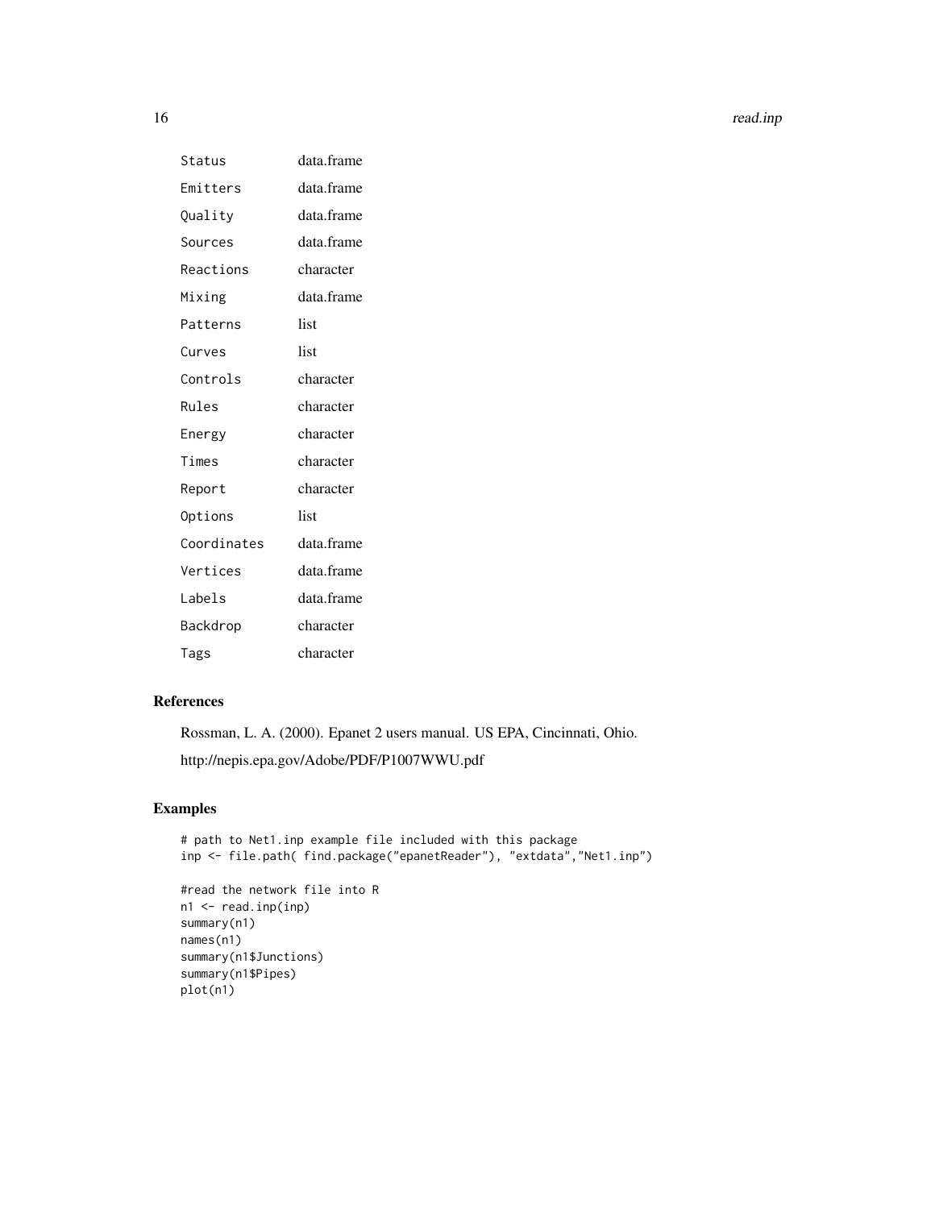| | |
|---|---|
| `Status` | data.frame |
| `Emitters` | data.frame |
| `Quality` | data.frame |
| `Sources` | data.frame |
| `Reactions` | character |
| `Mixing` | data.frame |
| `Patterns` | list |
| `Curves` | list |
| `Controls` | character |
| `Rules` | character |
| `Energy` | character |
| `Times` | character |
| `Report` | character |
| `Options` | list |
| `Coordinates` | data.frame |
| `Vertices` | data.frame |
| `Labels` | data.frame |
| `Backdrop` | character |
| `Tags` | character |

## References

Rossman, L. A. (2000). Epanet 2 users manual. US EPA, Cincinnati, Ohio.

http://nepis.epa.gov/Adobe/PDF/P1007WWU.pdf

## Examples

```
# path to Net1.inp example file included with this package
inp <- file.path( find.package("epanetReader"), "extdata","Net1.inp")

#read the network file into R
n1 <- read.inp(inp)
summary(n1)
names(n1)
summary(n1$Junctions)
summary(n1$Pipes)
plot(n1)
```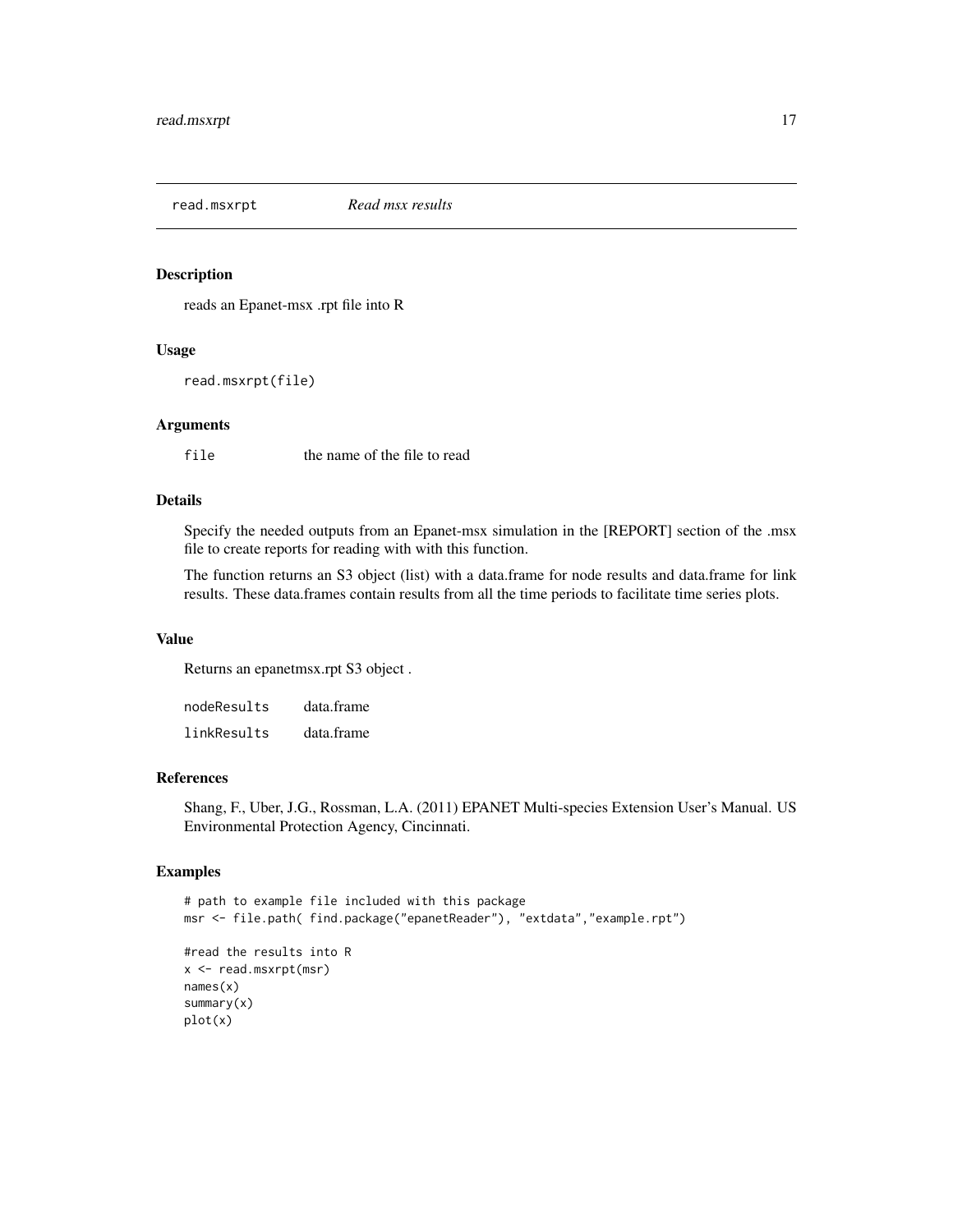read.msxrpt *Read msx results*

## Description

reads an Epanet-msx .rpt file into R

## Usage

```
read.msxrpt(file)
```

## Arguments

| | |
|---|---|
| file | the name of the file to read |

## Details

Specify the needed outputs from an Epanet-msx simulation in the [REPORT] section of the .msx file to create reports for reading with with this function.

The function returns an S3 object (list) with a data.frame for node results and data.frame for link results. These data.frames contain results from all the time periods to facilitate time series plots.

## Value

Returns an epanetmsx.rpt S3 object .

| | |
|---|---|
| nodeResults | data.frame |
| linkResults | data.frame |

## References

Shang, F., Uber, J.G., Rossman, L.A. (2011) EPANET Multi-species Extension User's Manual. US Environmental Protection Agency, Cincinnati.

## Examples

```
# path to example file included with this package
msr <- file.path( find.package("epanetReader"), "extdata","example.rpt")

#read the results into R
x <- read.msxrpt(msr)
names(x)
summary(x)
plot(x)
```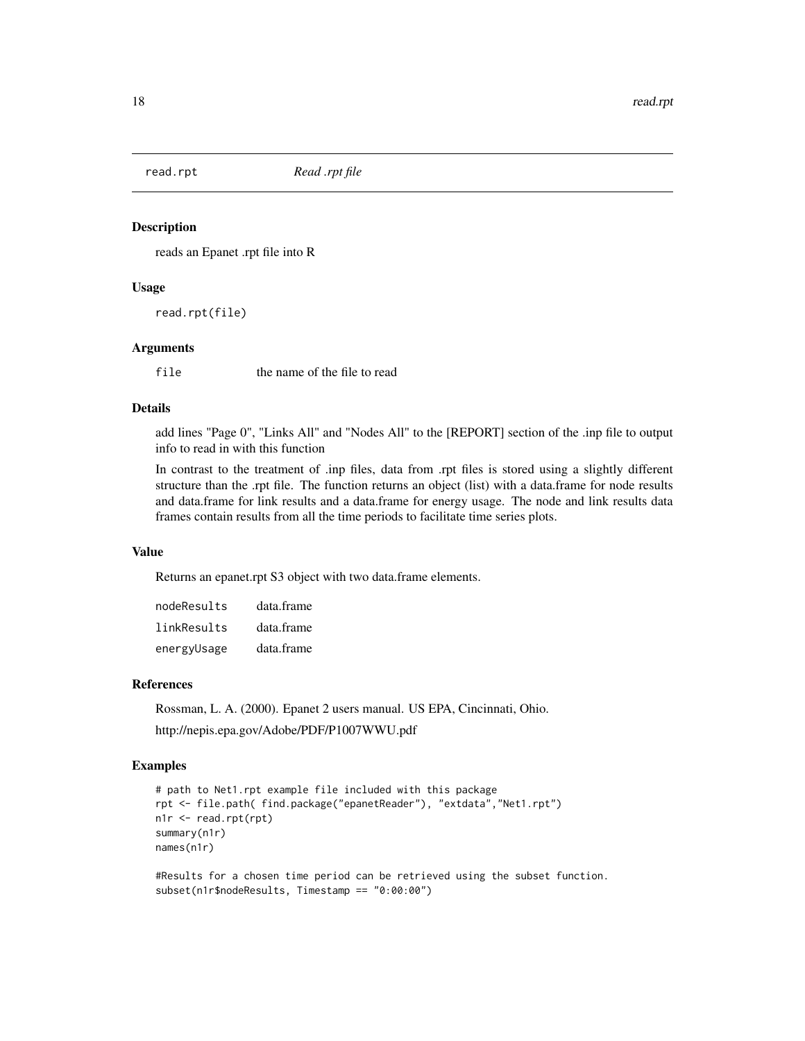## read.rpt *Read .rpt file*

### Description

reads an Epanet .rpt file into R

### Usage

```
read.rpt(file)
```

### Arguments

| | |
|---|---|
| file | the name of the file to read |

### Details

add lines "Page 0", "Links All" and "Nodes All" to the [REPORT] section of the .inp file to output info to read in with this function

In contrast to the treatment of .inp files, data from .rpt files is stored using a slightly different structure than the .rpt file. The function returns an object (list) with a data.frame for node results and data.frame for link results and a data.frame for energy usage. The node and link results data frames contain results from all the time periods to facilitate time series plots.

### Value

Returns an epanet.rpt S3 object with two data.frame elements.

| | |
|---|---|
| nodeResults | data.frame |
| linkResults | data.frame |
| energyUsage | data.frame |

### References

Rossman, L. A. (2000). Epanet 2 users manual. US EPA, Cincinnati, Ohio.

http://nepis.epa.gov/Adobe/PDF/P1007WWU.pdf

### Examples

```
# path to Net1.rpt example file included with this package
rpt <- file.path( find.package("epanetReader"), "extdata","Net1.rpt")
n1r <- read.rpt(rpt)
summary(n1r)
names(n1r)

#Results for a chosen time period can be retrieved using the subset function.
subset(n1r$nodeResults, Timestamp == "0:00:00")
```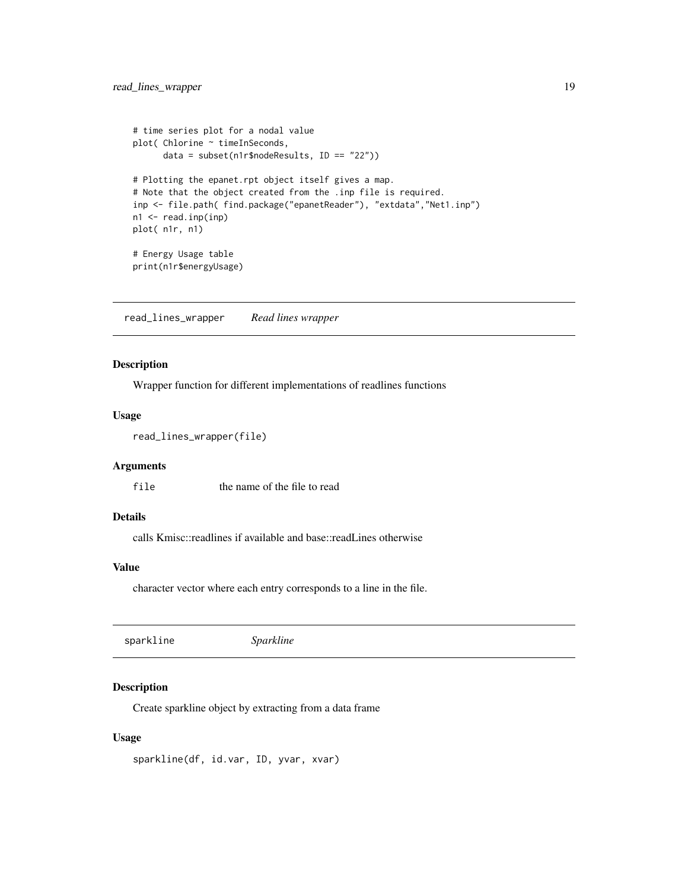```
# time series plot for a nodal value
plot( Chlorine ~ timeInSeconds,
      data = subset(n1r$nodeResults, ID == "22"))

# Plotting the epanet.rpt object itself gives a map.
# Note that the object created from the .inp file is required.
inp <- file.path( find.package("epanetReader"), "extdata","Net1.inp")
n1 <- read.inp(inp)
plot( n1r, n1)

# Energy Usage table
print(n1r$energyUsage)
```

---

## read_lines_wrapper — *Read lines wrapper*

### Description

Wrapper function for different implementations of readlines functions

### Usage

```
read_lines_wrapper(file)
```

### Arguments

`file` the name of the file to read

### Details

calls Kmisc::readlines if available and base::readLines otherwise

### Value

character vector where each entry corresponds to a line in the file.

---

## sparkline — *Sparkline*

### Description

Create sparkline object by extracting from a data frame

### Usage

```
sparkline(df, id.var, ID, yvar, xvar)
```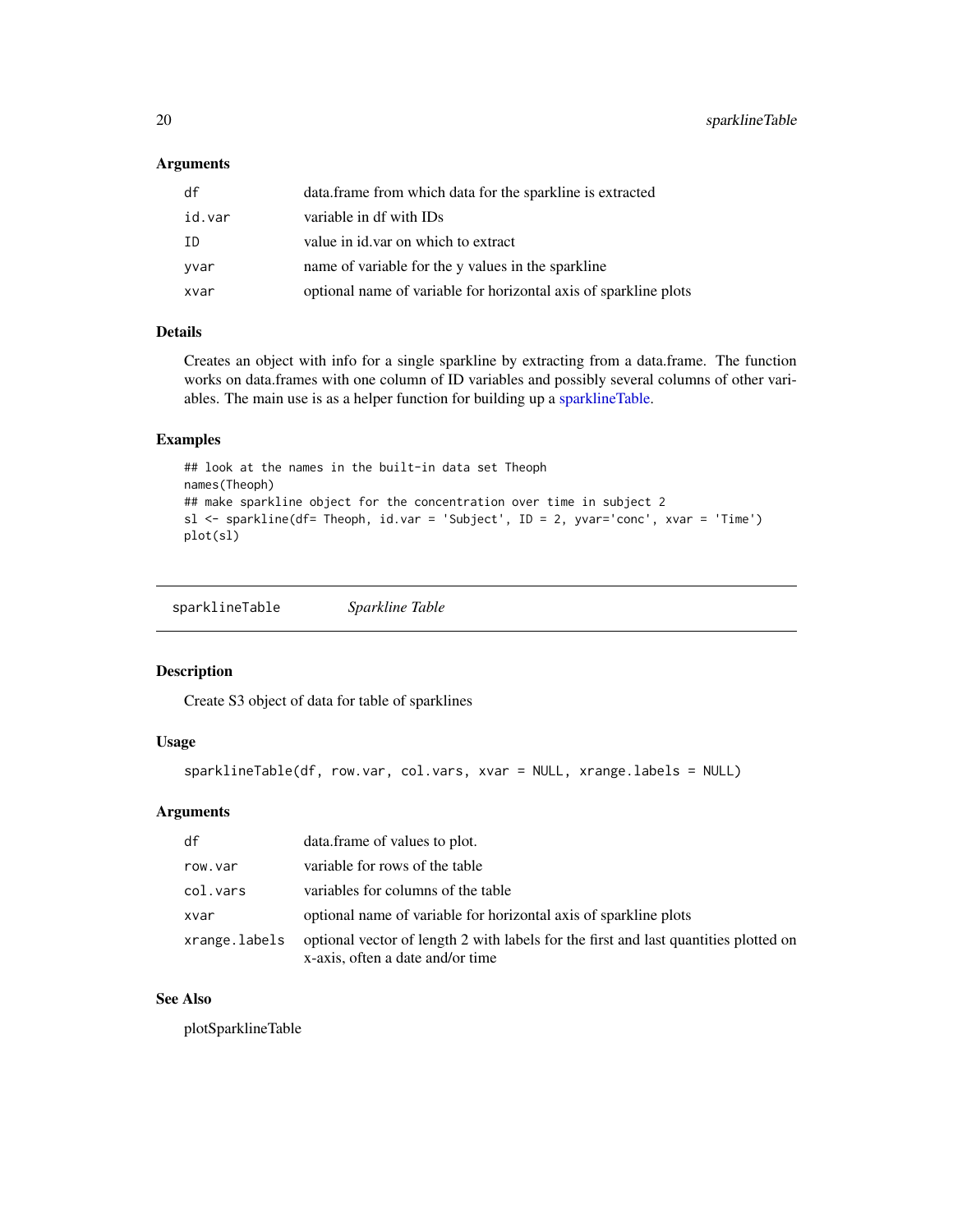### Arguments

| | |
|---|---|
| `df` | data.frame from which data for the sparkline is extracted |
| `id.var` | variable in df with IDs |
| `ID` | value in id.var on which to extract |
| `yvar` | name of variable for the y values in the sparkline |
| `xvar` | optional name of variable for horizontal axis of sparkline plots |

### Details

Creates an object with info for a single sparkline by extracting from a data.frame. The function works on data.frames with one column of ID variables and possibly several columns of other variables. The main use is as a helper function for building up a sparklineTable.

### Examples

```
## look at the names in the built-in data set Theoph
names(Theoph)
## make sparkline object for the concentration over time in subject 2
sl <- sparkline(df= Theoph, id.var = 'Subject', ID = 2, yvar='conc', xvar = 'Time')
plot(sl)
```

---

## sparklineTable *Sparkline Table*

### Description

Create S3 object of data for table of sparklines

### Usage

```
sparklineTable(df, row.var, col.vars, xvar = NULL, xrange.labels = NULL)
```

### Arguments

| | |
|---|---|
| `df` | data.frame of values to plot. |
| `row.var` | variable for rows of the table |
| `col.vars` | variables for columns of the table |
| `xvar` | optional name of variable for horizontal axis of sparkline plots |
| `xrange.labels` | optional vector of length 2 with labels for the first and last quantities plotted on x-axis, often a date and/or time |

### See Also

plotSparklineTable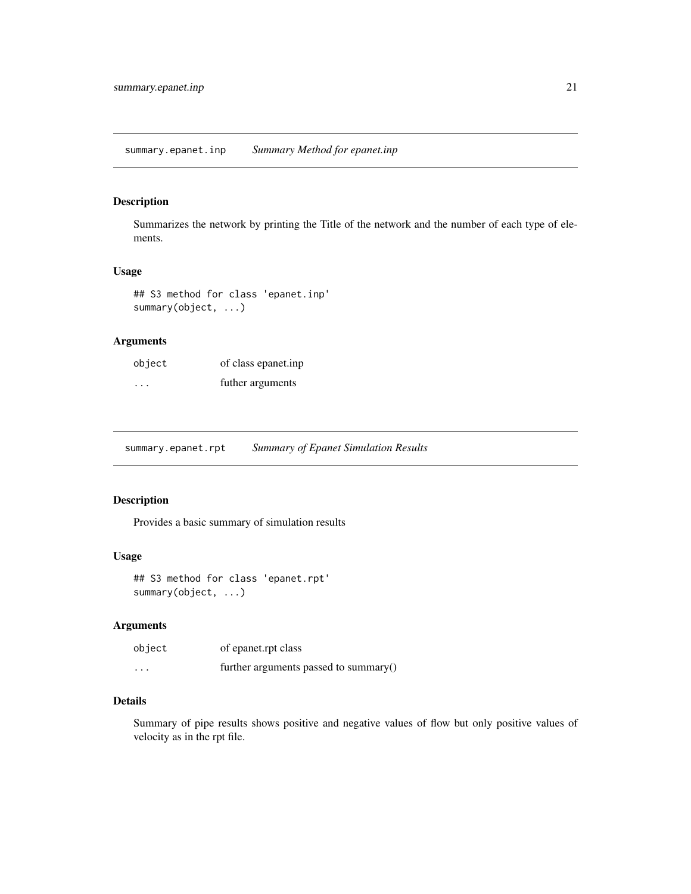## summary.epanet.inp — *Summary Method for epanet.inp*

### Description

Summarizes the network by printing the Title of the network and the number of each type of elements.

### Usage

```
## S3 method for class 'epanet.inp'
summary(object, ...)
```

### Arguments

| | |
|---|---|
| object | of class epanet.inp |
| ... | futher arguments |

## summary.epanet.rpt — *Summary of Epanet Simulation Results*

### Description

Provides a basic summary of simulation results

### Usage

```
## S3 method for class 'epanet.rpt'
summary(object, ...)
```

### Arguments

| | |
|---|---|
| object | of epanet.rpt class |
| ... | further arguments passed to summary() |

### Details

Summary of pipe results shows positive and negative values of flow but only positive values of velocity as in the rpt file.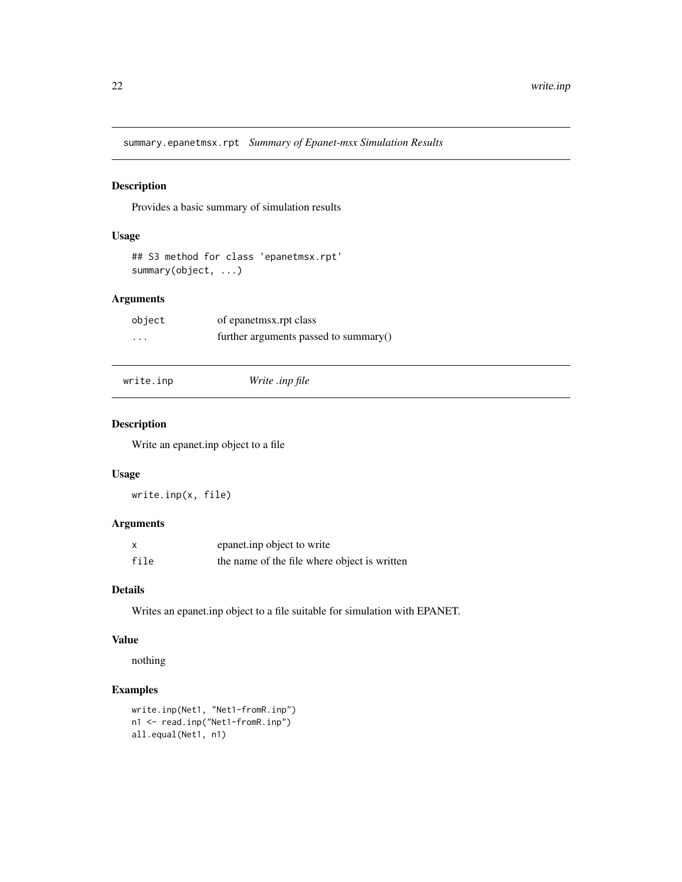## summary.epanetmsx.rpt *Summary of Epanet-msx Simulation Results*

### Description

Provides a basic summary of simulation results

### Usage

```
## S3 method for class 'epanetmsx.rpt'
summary(object, ...)
```

### Arguments

| | |
|---|---|
| object | of epanetmsx.rpt class |
| ... | further arguments passed to summary() |

## write.inp *Write .inp file*

### Description

Write an epanet.inp object to a file

### Usage

```
write.inp(x, file)
```

### Arguments

| | |
|---|---|
| x | epanet.inp object to write |
| file | the name of the file where object is written |

### Details

Writes an epanet.inp object to a file suitable for simulation with EPANET.

### Value

nothing

### Examples

```
write.inp(Net1, "Net1-fromR.inp")
n1 <- read.inp("Net1-fromR.inp")
all.equal(Net1, n1)
```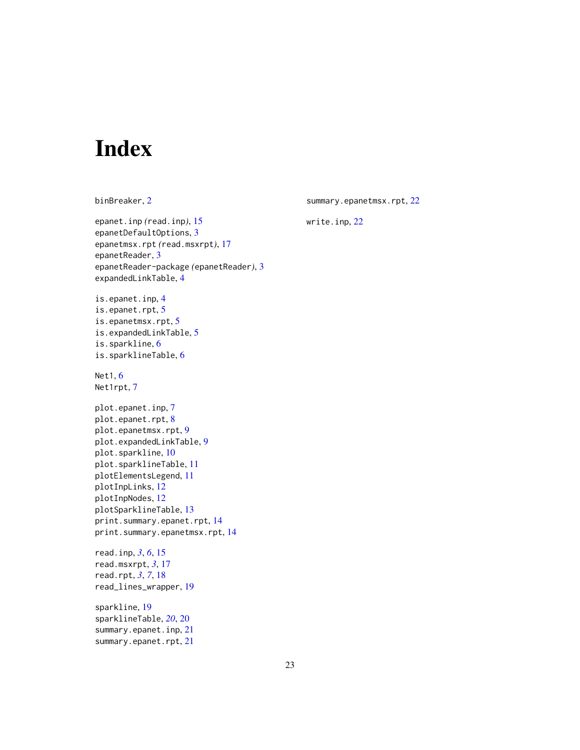# Index

binBreaker, 2

epanet.inp *(*read.inp*)*, 15
epanetDefaultOptions, 3
epanetmsx.rpt *(*read.msxrpt*)*, 17
epanetReader, 3
epanetReader-package *(*epanetReader*)*, 3
expandedLinkTable, 4

is.epanet.inp, 4
is.epanet.rpt, 5
is.epanetmsx.rpt, 5
is.expandedLinkTable, 5
is.sparkline, 6
is.sparklineTable, 6

Net1, 6
Net1rpt, 7

plot.epanet.inp, 7
plot.epanet.rpt, 8
plot.epanetmsx.rpt, 9
plot.expandedLinkTable, 9
plot.sparkline, 10
plot.sparklineTable, 11
plotElementsLegend, 11
plotInpLinks, 12
plotInpNodes, 12
plotSparklineTable, 13
print.summary.epanet.rpt, 14
print.summary.epanetmsx.rpt, 14

read.inp, *3*, *6*, 15
read.msxrpt, *3*, 17
read.rpt, *3*, *7*, 18
read_lines_wrapper, 19

sparkline, 19
sparklineTable, *20*, 20
summary.epanet.inp, 21
summary.epanet.rpt, 21
summary.epanetmsx.rpt, 22

write.inp, 22